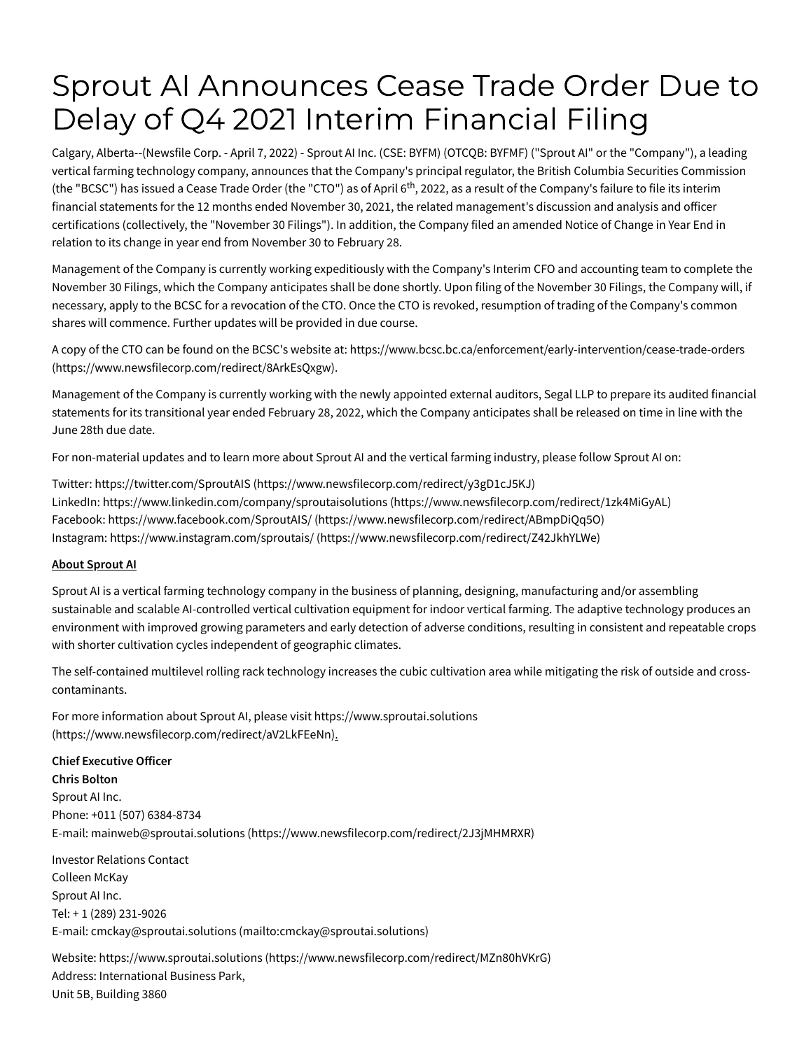# Sprout AI Announces Cease Trade Order Due to Delay of Q4 2021 Interim Financial Filing

Calgary, Alberta--(Newsfile Corp. - April 7, 2022) - Sprout AI Inc. (CSE: BYFM) (OTCQB: BYFMF) ("Sprout AI" or the "Company"), a leading vertical farming technology company, announces that the Company's principal regulator, the British Columbia Securities Commission (the "BCSC") has issued a Cease Trade Order (the "CTO") as of April 6th, 2022, as a result of the Company's failure to file its interim financial statements for the 12 months ended November 30, 2021, the related management's discussion and analysis and officer certifications (collectively, the "November 30 Filings"). In addition, the Company filed an amended Notice of Change in Year End in relation to its change in year end from November 30 to February 28.

Management of the Company is currently working expeditiously with the Company's Interim CFO and accounting team to complete the November 30 Filings, which the Company anticipates shall be done shortly. Upon filing of the November 30 Filings, the Company will, if necessary, apply to the BCSC for a revocation of the CTO. Once the CTO is revoked, resumption of trading of the Company's common shares will commence. Further updates will be provided in due course.

A copy of the CTO can be found on the BCSC's website at: https://www.bcsc.bc.ca/enforcement/early-intervention/cease-trade-orders (https://www.newsfilecorp.com/redirect/8ArkEsQxgw).

Management of the Company is currently working with the newly appointed external auditors, Segal LLP to prepare its audited financial statements for its transitional year ended February 28, 2022, which the Company anticipates shall be released on time in line with the June 28th due date.

For non-material updates and to learn more about Sprout AI and the vertical farming industry, please follow Sprout AI on:

Twitter: https://twitter.com/SproutAIS (https://www.newsfilecorp.com/redirect/y3gD1cJ5KJ)
LinkedIn: https://www.linkedin.com/company/sproutaisolutions (https://www.newsfilecorp.com/redirect/1zk4MiGyAL)
Facebook: https://www.facebook.com/SproutAIS/ (https://www.newsfilecorp.com/redirect/ABmpDiQq5O)
Instagram: https://www.instagram.com/sproutais/ (https://www.newsfilecorp.com/redirect/Z42JkhYLWe)

**About Sprout AI**

Sprout AI is a vertical farming technology company in the business of planning, designing, manufacturing and/or assembling sustainable and scalable AI-controlled vertical cultivation equipment for indoor vertical farming. The adaptive technology produces an environment with improved growing parameters and early detection of adverse conditions, resulting in consistent and repeatable crops with shorter cultivation cycles independent of geographic climates.

The self-contained multilevel rolling rack technology increases the cubic cultivation area while mitigating the risk of outside and cross-contaminants.

For more information about Sprout AI, please visit https://www.sproutai.solutions (https://www.newsfilecorp.com/redirect/aV2LkFEeNn).

**Chief Executive Officer**
**Chris Bolton**
Sprout AI Inc.
Phone: +011 (507) 6384-8734
E-mail: mainweb@sproutai.solutions (https://www.newsfilecorp.com/redirect/2J3jMHMRXR)

Investor Relations Contact
Colleen McKay
Sprout AI Inc.
Tel: + 1 (289) 231-9026
E-mail: cmckay@sproutai.solutions (mailto:cmckay@sproutai.solutions)

Website: https://www.sproutai.solutions (https://www.newsfilecorp.com/redirect/MZn80hVKrG)
Address: International Business Park,
Unit 5B, Building 3860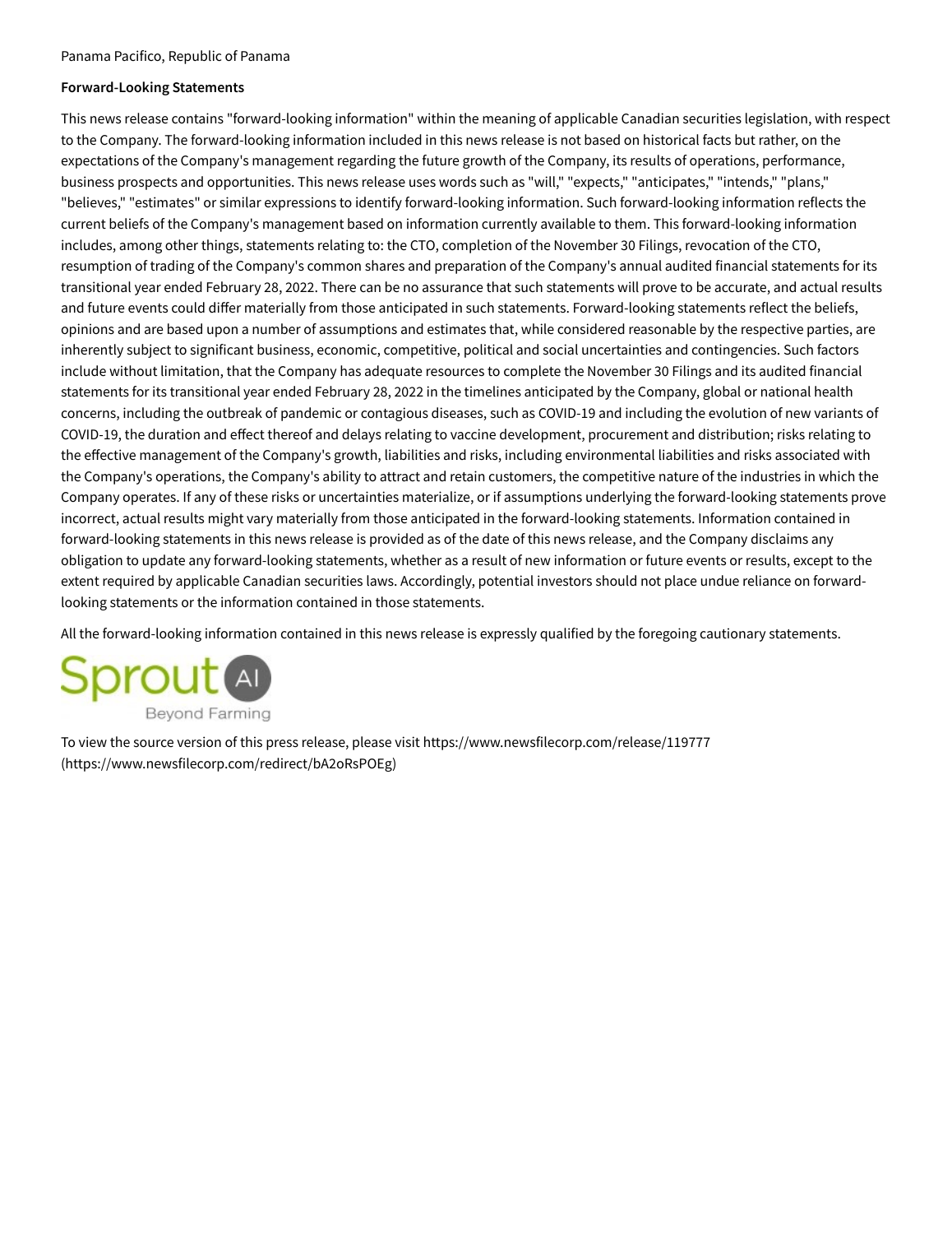Panama Pacifico, Republic of Panama

**Forward-Looking Statements**

This news release contains "forward-looking information" within the meaning of applicable Canadian securities legislation, with respect to the Company. The forward-looking information included in this news release is not based on historical facts but rather, on the expectations of the Company's management regarding the future growth of the Company, its results of operations, performance, business prospects and opportunities. This news release uses words such as "will," "expects," "anticipates," "intends," "plans," "believes," "estimates" or similar expressions to identify forward-looking information. Such forward-looking information reflects the current beliefs of the Company's management based on information currently available to them. This forward-looking information includes, among other things, statements relating to: the CTO, completion of the November 30 Filings, revocation of the CTO, resumption of trading of the Company's common shares and preparation of the Company's annual audited financial statements for its transitional year ended February 28, 2022. There can be no assurance that such statements will prove to be accurate, and actual results and future events could differ materially from those anticipated in such statements. Forward-looking statements reflect the beliefs, opinions and are based upon a number of assumptions and estimates that, while considered reasonable by the respective parties, are inherently subject to significant business, economic, competitive, political and social uncertainties and contingencies. Such factors include without limitation, that the Company has adequate resources to complete the November 30 Filings and its audited financial statements for its transitional year ended February 28, 2022 in the timelines anticipated by the Company, global or national health concerns, including the outbreak of pandemic or contagious diseases, such as COVID-19 and including the evolution of new variants of COVID-19, the duration and effect thereof and delays relating to vaccine development, procurement and distribution; risks relating to the effective management of the Company's growth, liabilities and risks, including environmental liabilities and risks associated with the Company's operations, the Company's ability to attract and retain customers, the competitive nature of the industries in which the Company operates. If any of these risks or uncertainties materialize, or if assumptions underlying the forward-looking statements prove incorrect, actual results might vary materially from those anticipated in the forward-looking statements. Information contained in forward-looking statements in this news release is provided as of the date of this news release, and the Company disclaims any obligation to update any forward-looking statements, whether as a result of new information or future events or results, except to the extent required by applicable Canadian securities laws. Accordingly, potential investors should not place undue reliance on forward-looking statements or the information contained in those statements.

All the forward-looking information contained in this news release is expressly qualified by the foregoing cautionary statements.

Sprout AI
Beyond Farming

To view the source version of this press release, please visit https://www.newsfilecorp.com/release/119777 (https://www.newsfilecorp.com/redirect/bA2oRsPOEg)